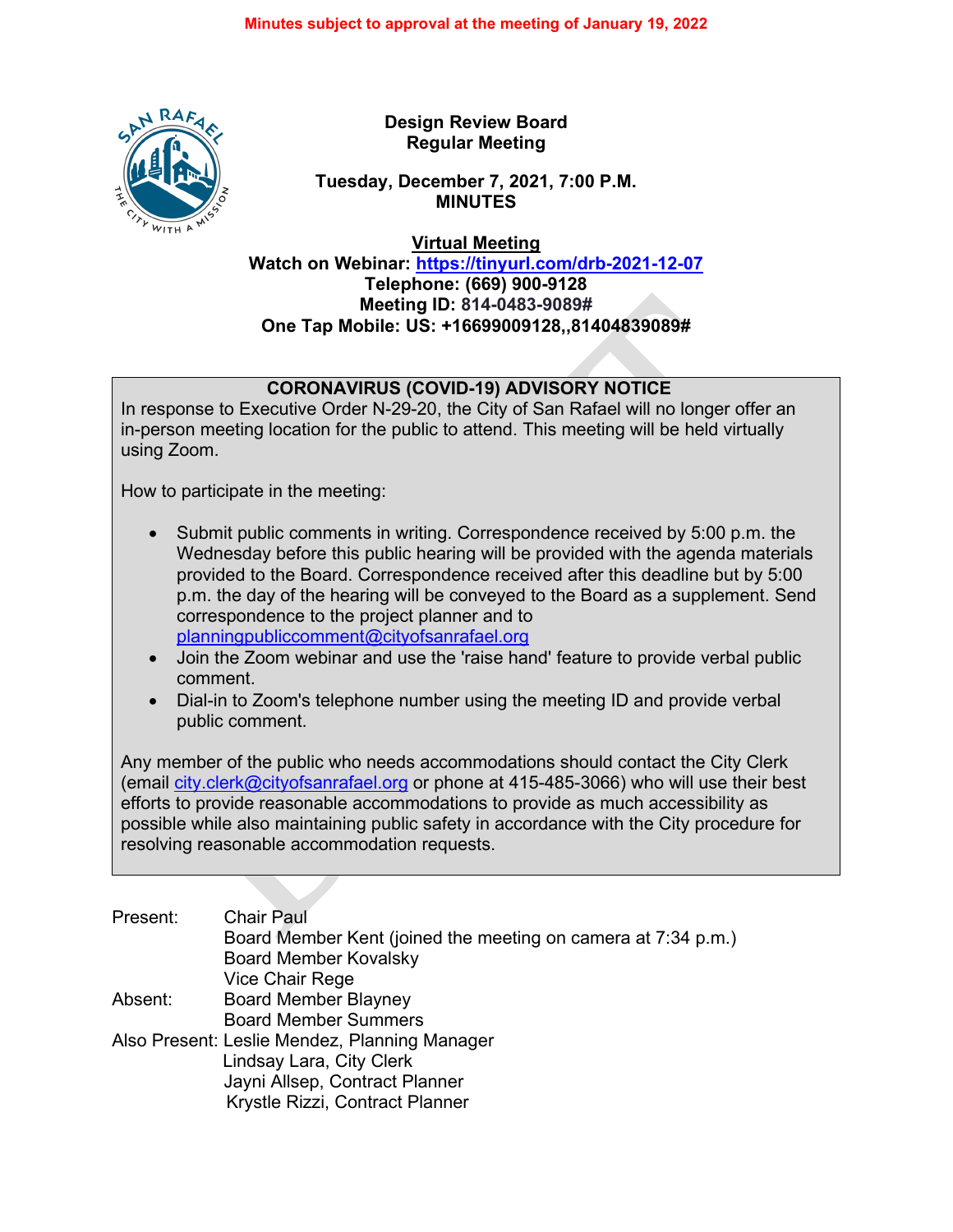Minutes subject to approval at the meeting of January 19, 2022

**Design Review Board**
**Regular Meeting**

**Tuesday, December 7, 2021, 7:00 P.M.**
**MINUTES**

**Virtual Meeting**
**Watch on Webinar: https://tinyurl.com/drb-2021-12-07**
**Telephone: (669) 900-9128**
**Meeting ID: 814-0483-9089#**
**One Tap Mobile: US: +16699009128,,81404839089#**

**CORONAVIRUS (COVID-19) ADVISORY NOTICE**

In response to Executive Order N-29-20, the City of San Rafael will no longer offer an in-person meeting location for the public to attend. This meeting will be held virtually using Zoom.

How to participate in the meeting:

- Submit public comments in writing. Correspondence received by 5:00 p.m. the Wednesday before this public hearing will be provided with the agenda materials provided to the Board. Correspondence received after this deadline but by 5:00 p.m. the day of the hearing will be conveyed to the Board as a supplement. Send correspondence to the project planner and to planningpubliccomment@cityofsanrafael.org
- Join the Zoom webinar and use the 'raise hand' feature to provide verbal public comment.
- Dial-in to Zoom's telephone number using the meeting ID and provide verbal public comment.

Any member of the public who needs accommodations should contact the City Clerk (email city.clerk@cityofsanrafael.org or phone at 415-485-3066) who will use their best efforts to provide reasonable accommodations to provide as much accessibility as possible while also maintaining public safety in accordance with the City procedure for resolving reasonable accommodation requests.

Present: Chair Paul
Board Member Kent (joined the meeting on camera at 7:34 p.m.)
Board Member Kovalsky
Vice Chair Rege

Absent: Board Member Blayney
Board Member Summers

Also Present: Leslie Mendez, Planning Manager
Lindsay Lara, City Clerk
Jayni Allsep, Contract Planner
Krystle Rizzi, Contract Planner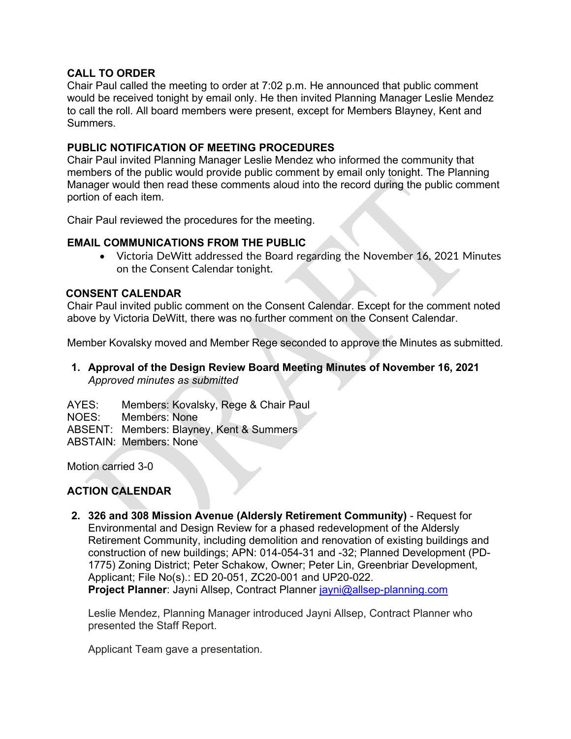## CALL TO ORDER

Chair Paul called the meeting to order at 7:02 p.m. He announced that public comment would be received tonight by email only. He then invited Planning Manager Leslie Mendez to call the roll. All board members were present, except for Members Blayney, Kent and Summers.

## PUBLIC NOTIFICATION OF MEETING PROCEDURES

Chair Paul invited Planning Manager Leslie Mendez who informed the community that members of the public would provide public comment by email only tonight. The Planning Manager would then read these comments aloud into the record during the public comment portion of each item.

Chair Paul reviewed the procedures for the meeting.

## EMAIL COMMUNICATIONS FROM THE PUBLIC

- Victoria DeWitt addressed the Board regarding the November 16, 2021 Minutes on the Consent Calendar tonight.

## CONSENT CALENDAR

Chair Paul invited public comment on the Consent Calendar. Except for the comment noted above by Victoria DeWitt, there was no further comment on the Consent Calendar.

Member Kovalsky moved and Member Rege seconded to approve the Minutes as submitted.

1. **Approval of the Design Review Board Meeting Minutes of November 16, 2021**
   *Approved minutes as submitted*

AYES: Members: Kovalsky, Rege & Chair Paul
NOES: Members: None
ABSENT: Members: Blayney, Kent & Summers
ABSTAIN: Members: None

Motion carried 3-0

## ACTION CALENDAR

2. **326 and 308 Mission Avenue (Aldersly Retirement Community)** - Request for Environmental and Design Review for a phased redevelopment of the Aldersly Retirement Community, including demolition and renovation of existing buildings and construction of new buildings; APN: 014-054-31 and -32; Planned Development (PD-1775) Zoning District; Peter Schakow, Owner; Peter Lin, Greenbriar Development, Applicant; File No(s).: ED 20-051, ZC20-001 and UP20-022.
   **Project Planner**: Jayni Allsep, Contract Planner [jayni@allsep-planning.com](mailto:jayni@allsep-planning.com)

   Leslie Mendez, Planning Manager introduced Jayni Allsep, Contract Planner who presented the Staff Report.

   Applicant Team gave a presentation.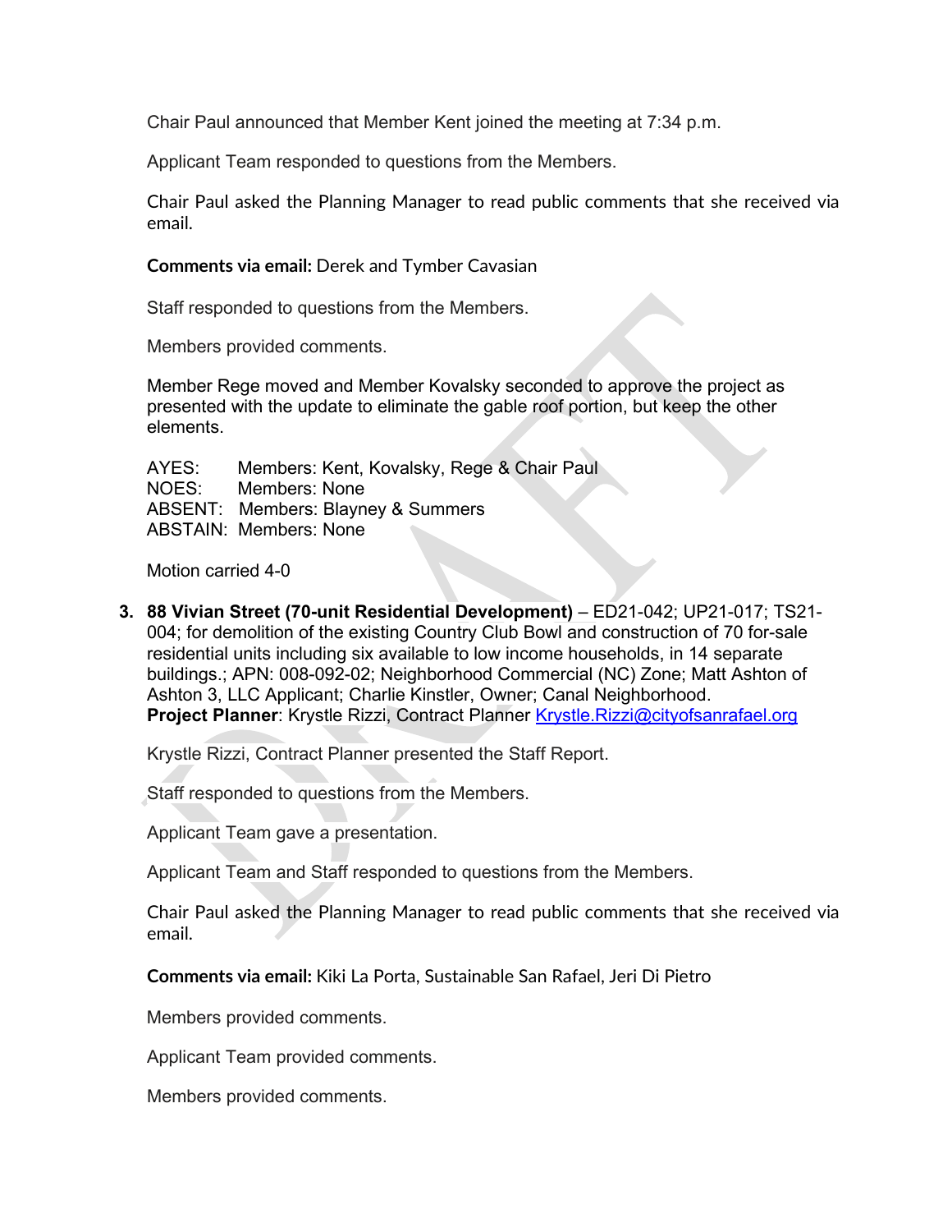Chair Paul announced that Member Kent joined the meeting at 7:34 p.m.

Applicant Team responded to questions from the Members.

Chair Paul asked the Planning Manager to read public comments that she received via email.

**Comments via email:** Derek and Tymber Cavasian

Staff responded to questions from the Members.

Members provided comments.

Member Rege moved and Member Kovalsky seconded to approve the project as presented with the update to eliminate the gable roof portion, but keep the other elements.

AYES: Members: Kent, Kovalsky, Rege & Chair Paul
NOES: Members: None
ABSENT: Members: Blayney & Summers
ABSTAIN: Members: None

Motion carried 4-0

3. **88 Vivian Street (70-unit Residential Development)** – ED21-042; UP21-017; TS21-004; for demolition of the existing Country Club Bowl and construction of 70 for-sale residential units including six available to low income households, in 14 separate buildings.; APN: 008-092-02; Neighborhood Commercial (NC) Zone; Matt Ashton of Ashton 3, LLC Applicant; Charlie Kinstler, Owner; Canal Neighborhood.
**Project Planner**: Krystle Rizzi, Contract Planner Krystle.Rizzi@cityofsanrafael.org

Krystle Rizzi, Contract Planner presented the Staff Report.

Staff responded to questions from the Members.

Applicant Team gave a presentation.

Applicant Team and Staff responded to questions from the Members.

Chair Paul asked the Planning Manager to read public comments that she received via email.

**Comments via email:** Kiki La Porta, Sustainable San Rafael, Jeri Di Pietro

Members provided comments.

Applicant Team provided comments.

Members provided comments.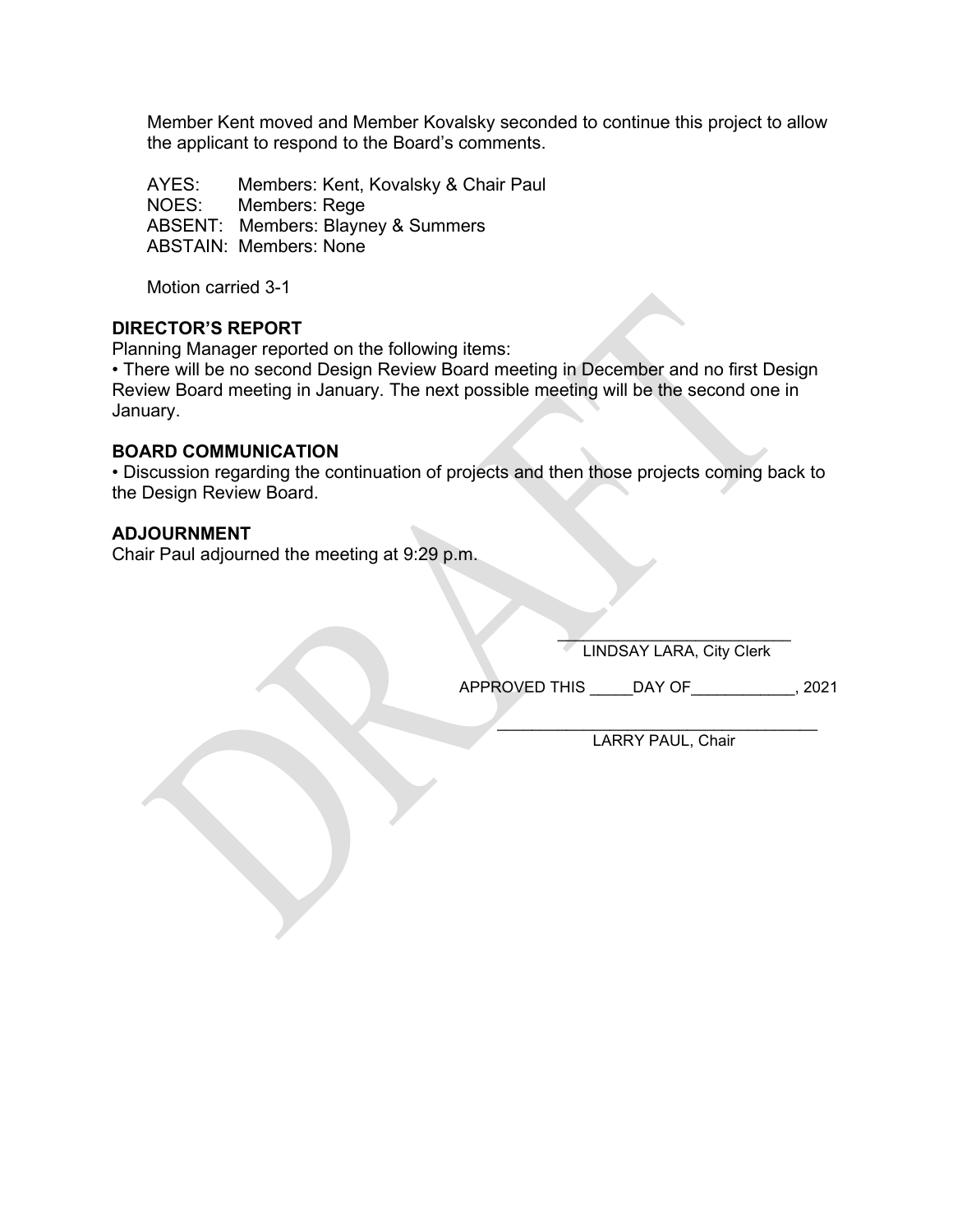Member Kent moved and Member Kovalsky seconded to continue this project to allow the applicant to respond to the Board's comments.

AYES: Members: Kent, Kovalsky & Chair Paul
NOES: Members: Rege
ABSENT: Members: Blayney & Summers
ABSTAIN: Members: None

Motion carried 3-1

## DIRECTOR'S REPORT

Planning Manager reported on the following items:

- There will be no second Design Review Board meeting in December and no first Design Review Board meeting in January. The next possible meeting will be the second one in January.

## BOARD COMMUNICATION

- Discussion regarding the continuation of projects and then those projects coming back to the Design Review Board.

## ADJOURNMENT

Chair Paul adjourned the meeting at 9:29 p.m.

\_\_\_\_\_\_\_\_\_\_\_\_\_\_\_\_\_\_\_\_\_\_\_\_\_\_\_\_
LINDSAY LARA, City Clerk

APPROVED THIS \_\_\_\_\_DAY OF\_\_\_\_\_\_\_\_\_\_\_\_, 2021

\_\_\_\_\_\_\_\_\_\_\_\_\_\_\_\_\_\_\_\_\_\_\_\_\_\_\_\_\_\_\_\_\_\_\_\_\_\_
LARRY PAUL, Chair

DRAFT